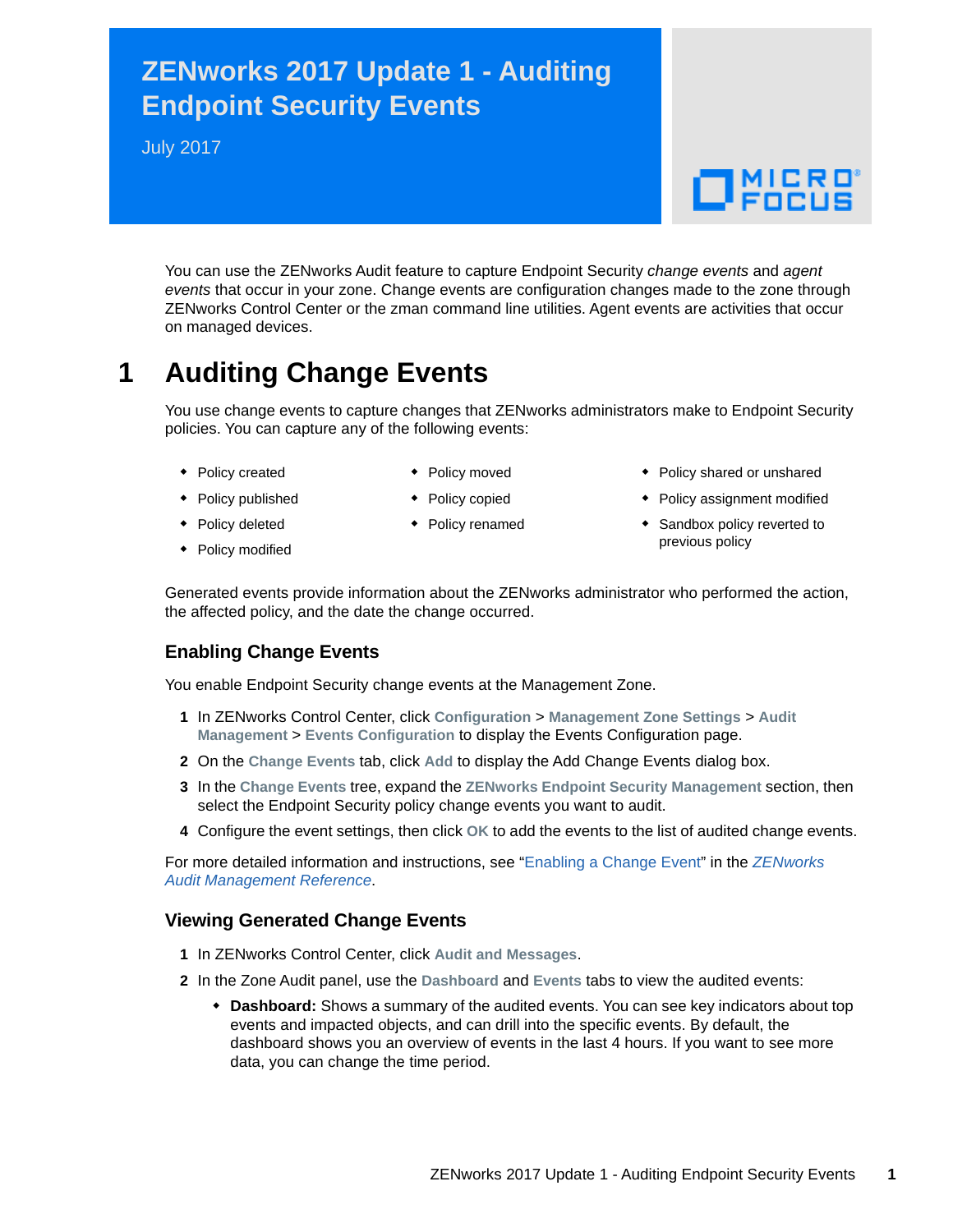# ZENworks 2017 Update 1 - Auditing Endpoint Security Events

July 2017

You can use the ZENworks Audit feature to capture Endpoint Security *change events* and *agent events* that occur in your zone. Change events are configuration changes made to the zone through ZENworks Control Center or the zman command line utilities. Agent events are activities that occur on managed devices.

## 1 Auditing Change Events

You use change events to capture changes that ZENworks administrators make to Endpoint Security policies. You can capture any of the following events:

- Policy created
- Policy published
- Policy deleted
- Policy modified
- Policy moved
- Policy copied
- Policy renamed
- Policy shared or unshared
- Policy assignment modified
- Sandbox policy reverted to previous policy

Generated events provide information about the ZENworks administrator who performed the action, the affected policy, and the date the change occurred.

### Enabling Change Events

You enable Endpoint Security change events at the Management Zone.

1. In ZENworks Control Center, click **Configuration** > **Management Zone Settings** > **Audit Management** > **Events Configuration** to display the Events Configuration page.
2. On the **Change Events** tab, click **Add** to display the Add Change Events dialog box.
3. In the **Change Events** tree, expand the **ZENworks Endpoint Security Management** section, then select the Endpoint Security policy change events you want to audit.
4. Configure the event settings, then click **OK** to add the events to the list of audited change events.

For more detailed information and instructions, see "Enabling a Change Event" in the *ZENworks Audit Management Reference*.

### Viewing Generated Change Events

1. In ZENworks Control Center, click **Audit and Messages**.
2. In the Zone Audit panel, use the **Dashboard** and **Events** tabs to view the audited events:
   - **Dashboard:** Shows a summary of the audited events. You can see key indicators about top events and impacted objects, and can drill into the specific events. By default, the dashboard shows you an overview of events in the last 4 hours. If you want to see more data, you can change the time period.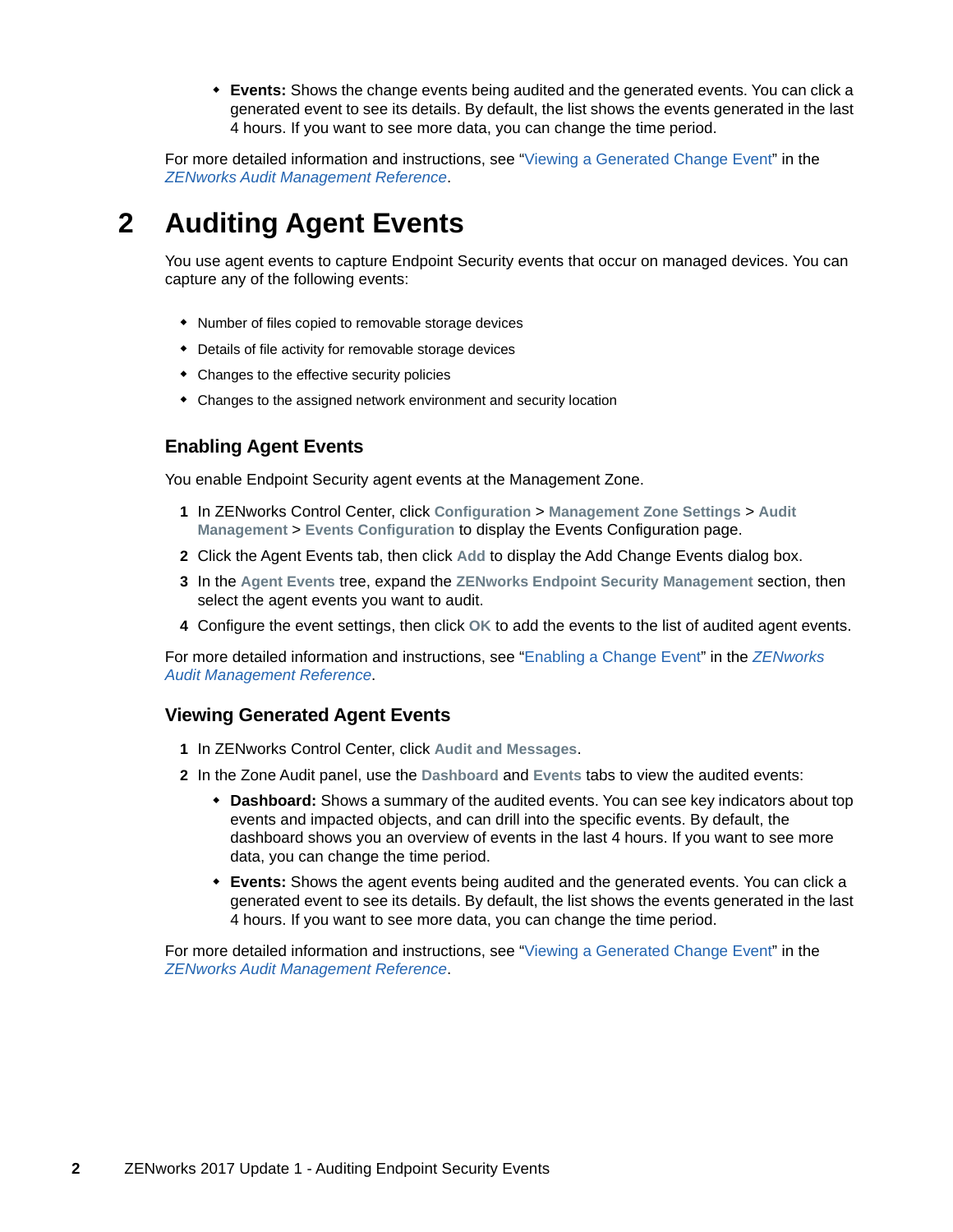- **Events:** Shows the change events being audited and the generated events. You can click a generated event to see its details. By default, the list shows the events generated in the last 4 hours. If you want to see more data, you can change the time period.

For more detailed information and instructions, see “Viewing a Generated Change Event” in the *ZENworks Audit Management Reference*.

# 2 Auditing Agent Events

You use agent events to capture Endpoint Security events that occur on managed devices. You can capture any of the following events:

- Number of files copied to removable storage devices
- Details of file activity for removable storage devices
- Changes to the effective security policies
- Changes to the assigned network environment and security location

## Enabling Agent Events

You enable Endpoint Security agent events at the Management Zone.

1. In ZENworks Control Center, click **Configuration** > **Management Zone Settings** > **Audit Management** > **Events Configuration** to display the Events Configuration page.
2. Click the Agent Events tab, then click **Add** to display the Add Change Events dialog box.
3. In the **Agent Events** tree, expand the **ZENworks Endpoint Security Management** section, then select the agent events you want to audit.
4. Configure the event settings, then click **OK** to add the events to the list of audited agent events.

For more detailed information and instructions, see “Enabling a Change Event” in the *ZENworks Audit Management Reference*.

## Viewing Generated Agent Events

1. In ZENworks Control Center, click **Audit and Messages**.
2. In the Zone Audit panel, use the **Dashboard** and **Events** tabs to view the audited events:
   - **Dashboard:** Shows a summary of the audited events. You can see key indicators about top events and impacted objects, and can drill into the specific events. By default, the dashboard shows you an overview of events in the last 4 hours. If you want to see more data, you can change the time period.
   - **Events:** Shows the agent events being audited and the generated events. You can click a generated event to see its details. By default, the list shows the events generated in the last 4 hours. If you want to see more data, you can change the time period.

For more detailed information and instructions, see “Viewing a Generated Change Event” in the *ZENworks Audit Management Reference*.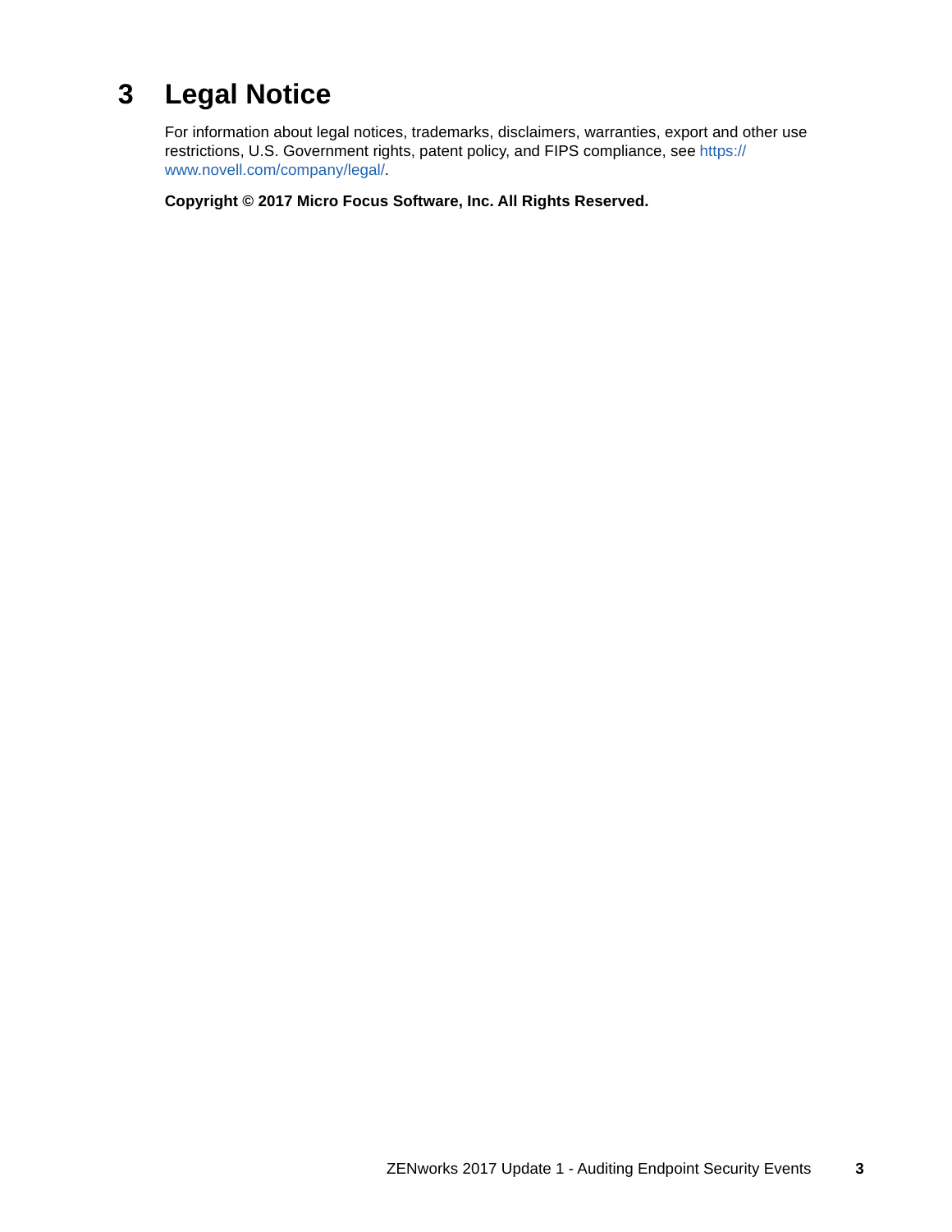# 3 Legal Notice

For information about legal notices, trademarks, disclaimers, warranties, export and other use restrictions, U.S. Government rights, patent policy, and FIPS compliance, see https://www.novell.com/company/legal/.

**Copyright © 2017 Micro Focus Software, Inc. All Rights Reserved.**